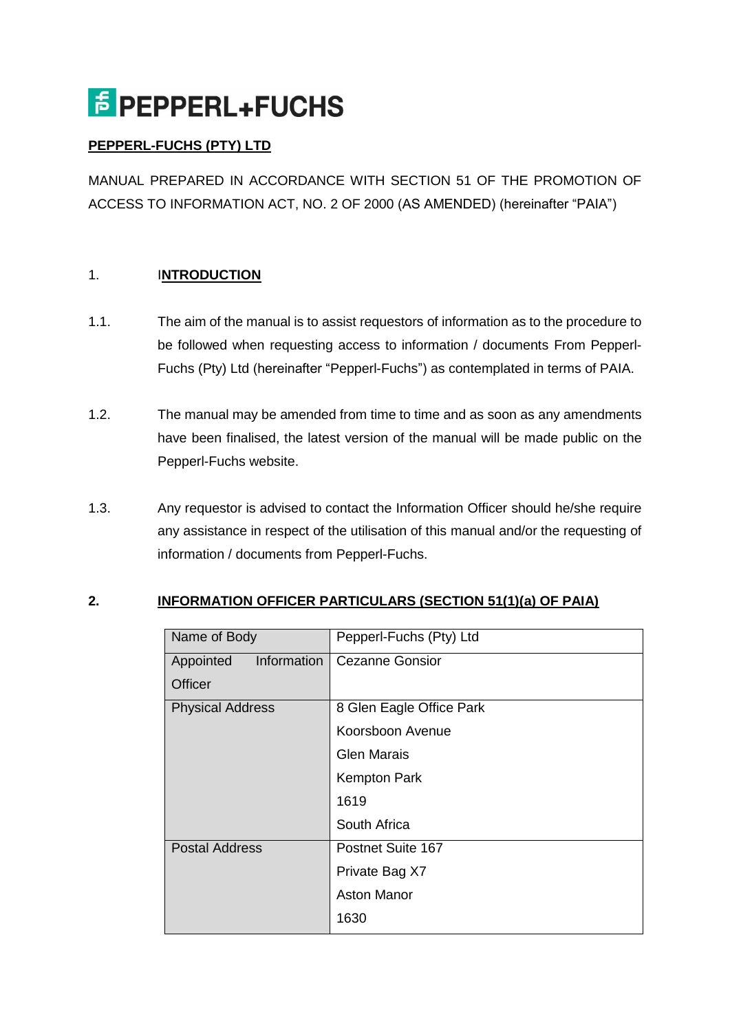PEPPERL+FUCHS

**PEPPERL-FUCHS (PTY) LTD**

MANUAL PREPARED IN ACCORDANCE WITH SECTION 51 OF THE PROMOTION OF ACCESS TO INFORMATION ACT, NO. 2 OF 2000 (AS AMENDED) (hereinafter "PAIA")

## 1. INTRODUCTION

1.1. The aim of the manual is to assist requestors of information as to the procedure to be followed when requesting access to information / documents From Pepperl-Fuchs (Pty) Ltd (hereinafter "Pepperl-Fuchs") as contemplated in terms of PAIA.

1.2. The manual may be amended from time to time and as soon as any amendments have been finalised, the latest version of the manual will be made public on the Pepperl-Fuchs website.

1.3. Any requestor is advised to contact the Information Officer should he/she require any assistance in respect of the utilisation of this manual and/or the requesting of information / documents from Pepperl-Fuchs.

## 2. INFORMATION OFFICER PARTICULARS (SECTION 51(1)(a) OF PAIA)

| Name of Body | Pepperl-Fuchs (Pty) Ltd |
|---|---|
| Appointed Information Officer | Cezanne Gonsior |
| Physical Address | 8 Glen Eagle Office Park<br>Koorsboon Avenue<br>Glen Marais<br>Kempton Park<br>1619<br>South Africa |
| Postal Address | Postnet Suite 167<br>Private Bag X7<br>Aston Manor<br>1630 |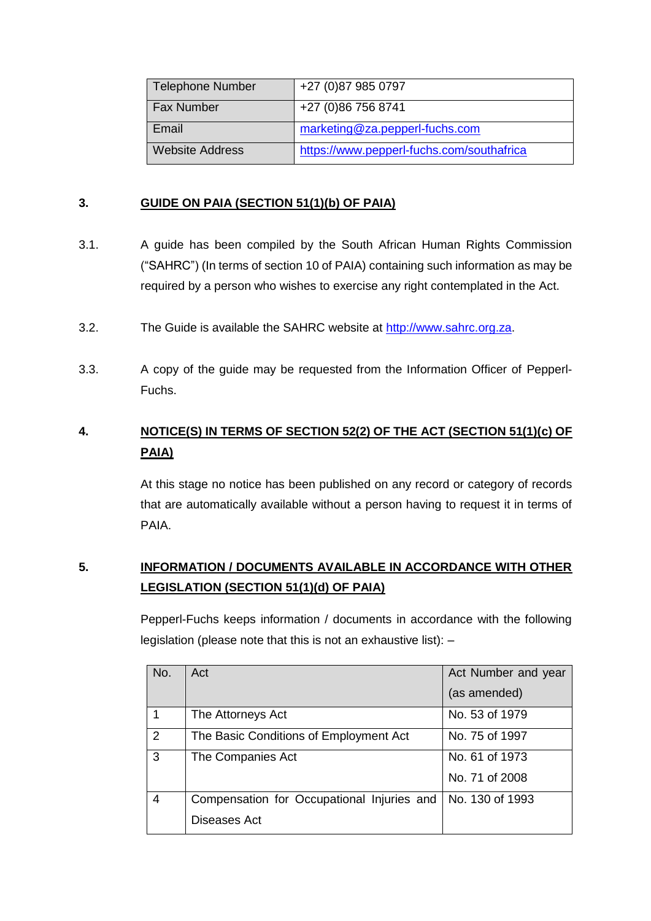| Telephone Number | +27 (0)87 985 0797 |
|---|---|
| Fax Number | +27 (0)86 756 8741 |
| Email | marketing@za.pepperl-fuchs.com |
| Website Address | https://www.pepperl-fuchs.com/southafrica |

## 3. GUIDE ON PAIA (SECTION 51(1)(b) OF PAIA)

3.1. A guide has been compiled by the South African Human Rights Commission ("SAHRC") (In terms of section 10 of PAIA) containing such information as may be required by a person who wishes to exercise any right contemplated in the Act.

3.2. The Guide is available the SAHRC website at http://www.sahrc.org.za.

3.3. A copy of the guide may be requested from the Information Officer of Pepperl-Fuchs.

## 4. NOTICE(S) IN TERMS OF SECTION 52(2) OF THE ACT (SECTION 51(1)(c) OF PAIA)

At this stage no notice has been published on any record or category of records that are automatically available without a person having to request it in terms of PAIA.

## 5. INFORMATION / DOCUMENTS AVAILABLE IN ACCORDANCE WITH OTHER LEGISLATION (SECTION 51(1)(d) OF PAIA)

Pepperl-Fuchs keeps information / documents in accordance with the following legislation (please note that this is not an exhaustive list): –

| No. | Act | Act Number and year (as amended) |
|---|---|---|
| 1 | The Attorneys Act | No. 53 of 1979 |
| 2 | The Basic Conditions of Employment Act | No. 75 of 1997 |
| 3 | The Companies Act | No. 61 of 1973<br>No. 71 of 2008 |
| 4 | Compensation for Occupational Injuries and Diseases Act | No. 130 of 1993 |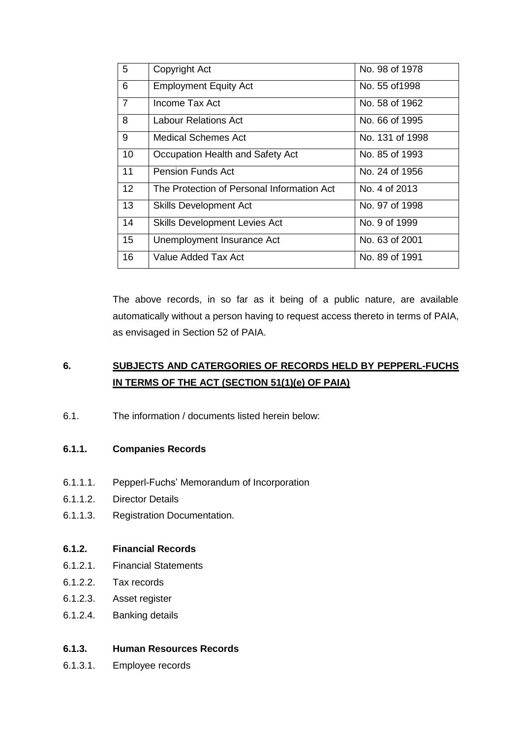| 5 | Copyright Act | No. 98 of 1978 |
|---|---|---|
| 6 | Employment Equity Act | No. 55 of1998 |
| 7 | Income Tax Act | No. 58 of 1962 |
| 8 | Labour Relations Act | No. 66 of 1995 |
| 9 | Medical Schemes Act | No. 131 of 1998 |
| 10 | Occupation Health and Safety Act | No. 85 of 1993 |
| 11 | Pension Funds Act | No. 24 of 1956 |
| 12 | The Protection of Personal Information Act | No. 4 of 2013 |
| 13 | Skills Development Act | No. 97 of 1998 |
| 14 | Skills Development Levies Act | No. 9 of 1999 |
| 15 | Unemployment Insurance Act | No. 63 of 2001 |
| 16 | Value Added Tax Act | No. 89 of 1991 |

The above records, in so far as it being of a public nature, are available automatically without a person having to request access thereto in terms of PAIA, as envisaged in Section 52 of PAIA.

## 6. SUBJECTS AND CATERGORIES OF RECORDS HELD BY PEPPERL-FUCHS IN TERMS OF THE ACT (SECTION 51(1)(e) OF PAIA)

6.1. The information / documents listed herein below:

**6.1.1. Companies Records**

6.1.1.1. Pepperl-Fuchs' Memorandum of Incorporation

6.1.1.2. Director Details

6.1.1.3. Registration Documentation.

**6.1.2. Financial Records**

6.1.2.1. Financial Statements

6.1.2.2. Tax records

6.1.2.3. Asset register

6.1.2.4. Banking details

**6.1.3. Human Resources Records**

6.1.3.1. Employee records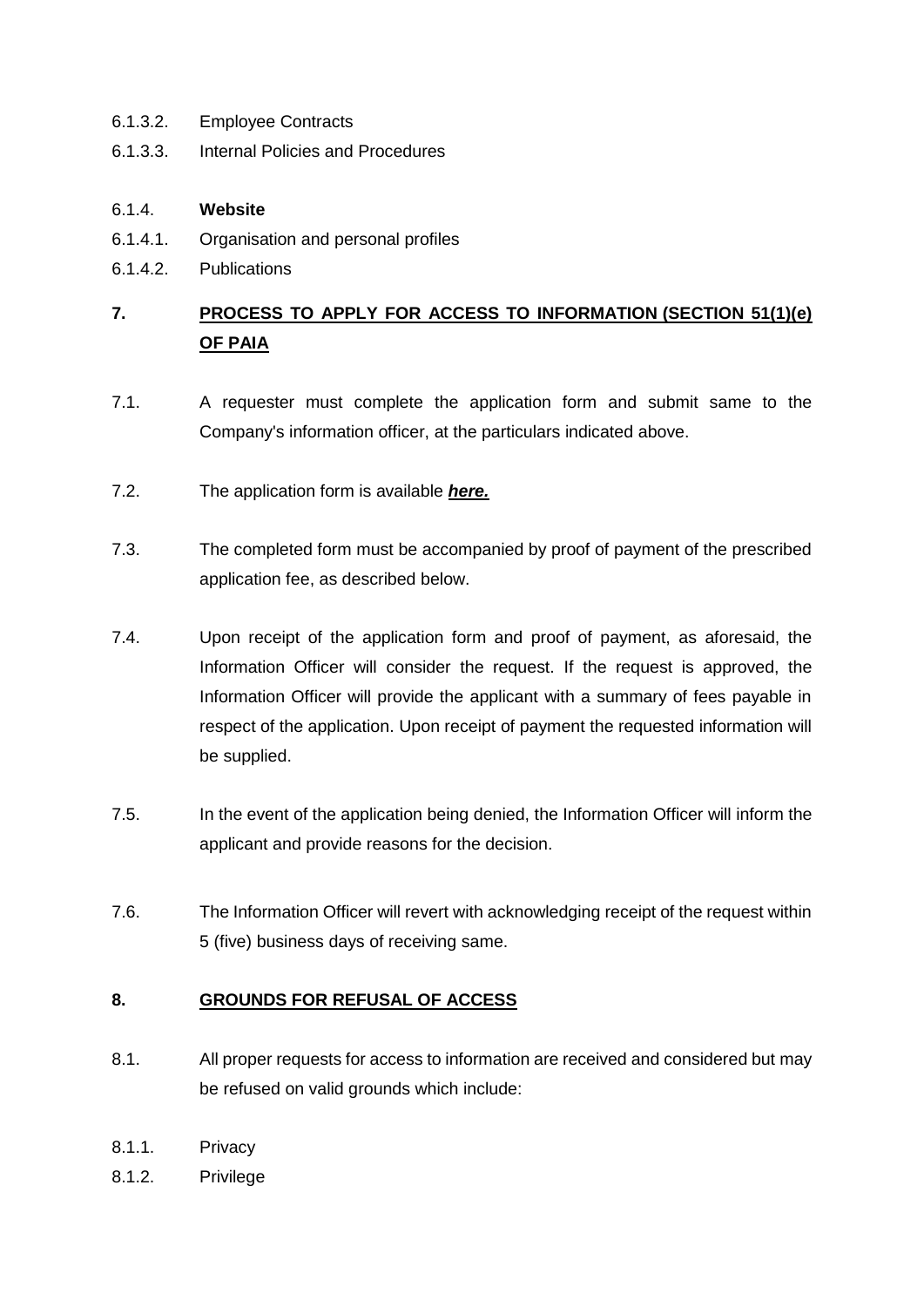6.1.3.2. Employee Contracts

6.1.3.3. Internal Policies and Procedures

6.1.4. **Website**

6.1.4.1. Organisation and personal profiles

6.1.4.2. Publications

## 7. PROCESS TO APPLY FOR ACCESS TO INFORMATION (SECTION 51(1)(e) OF PAIA

7.1. A requester must complete the application form and submit same to the Company's information officer, at the particulars indicated above.

7.2. The application form is available ***here.***

7.3. The completed form must be accompanied by proof of payment of the prescribed application fee, as described below.

7.4. Upon receipt of the application form and proof of payment, as aforesaid, the Information Officer will consider the request. If the request is approved, the Information Officer will provide the applicant with a summary of fees payable in respect of the application. Upon receipt of payment the requested information will be supplied.

7.5. In the event of the application being denied, the Information Officer will inform the applicant and provide reasons for the decision.

7.6. The Information Officer will revert with acknowledging receipt of the request within 5 (five) business days of receiving same.

## 8. GROUNDS FOR REFUSAL OF ACCESS

8.1. All proper requests for access to information are received and considered but may be refused on valid grounds which include:

8.1.1. Privacy

8.1.2. Privilege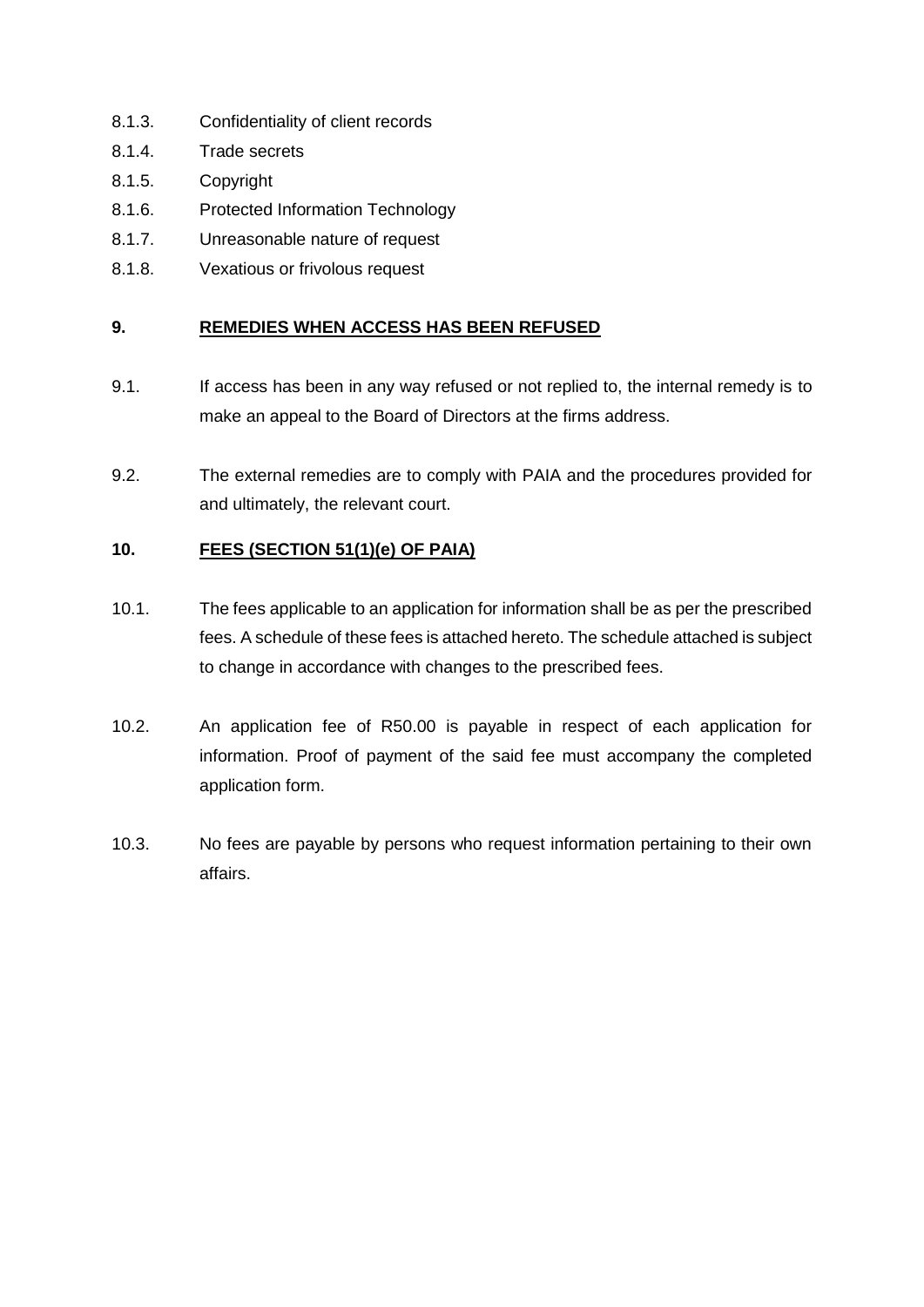8.1.3. Confidentiality of client records

8.1.4. Trade secrets

8.1.5. Copyright

8.1.6. Protected Information Technology

8.1.7. Unreasonable nature of request

8.1.8. Vexatious or frivolous request

## 9. REMEDIES WHEN ACCESS HAS BEEN REFUSED

9.1. If access has been in any way refused or not replied to, the internal remedy is to make an appeal to the Board of Directors at the firms address.

9.2. The external remedies are to comply with PAIA and the procedures provided for and ultimately, the relevant court.

## 10. FEES (SECTION 51(1)(e) OF PAIA)

10.1. The fees applicable to an application for information shall be as per the prescribed fees. A schedule of these fees is attached hereto. The schedule attached is subject to change in accordance with changes to the prescribed fees.

10.2. An application fee of R50.00 is payable in respect of each application for information. Proof of payment of the said fee must accompany the completed application form.

10.3. No fees are payable by persons who request information pertaining to their own affairs.